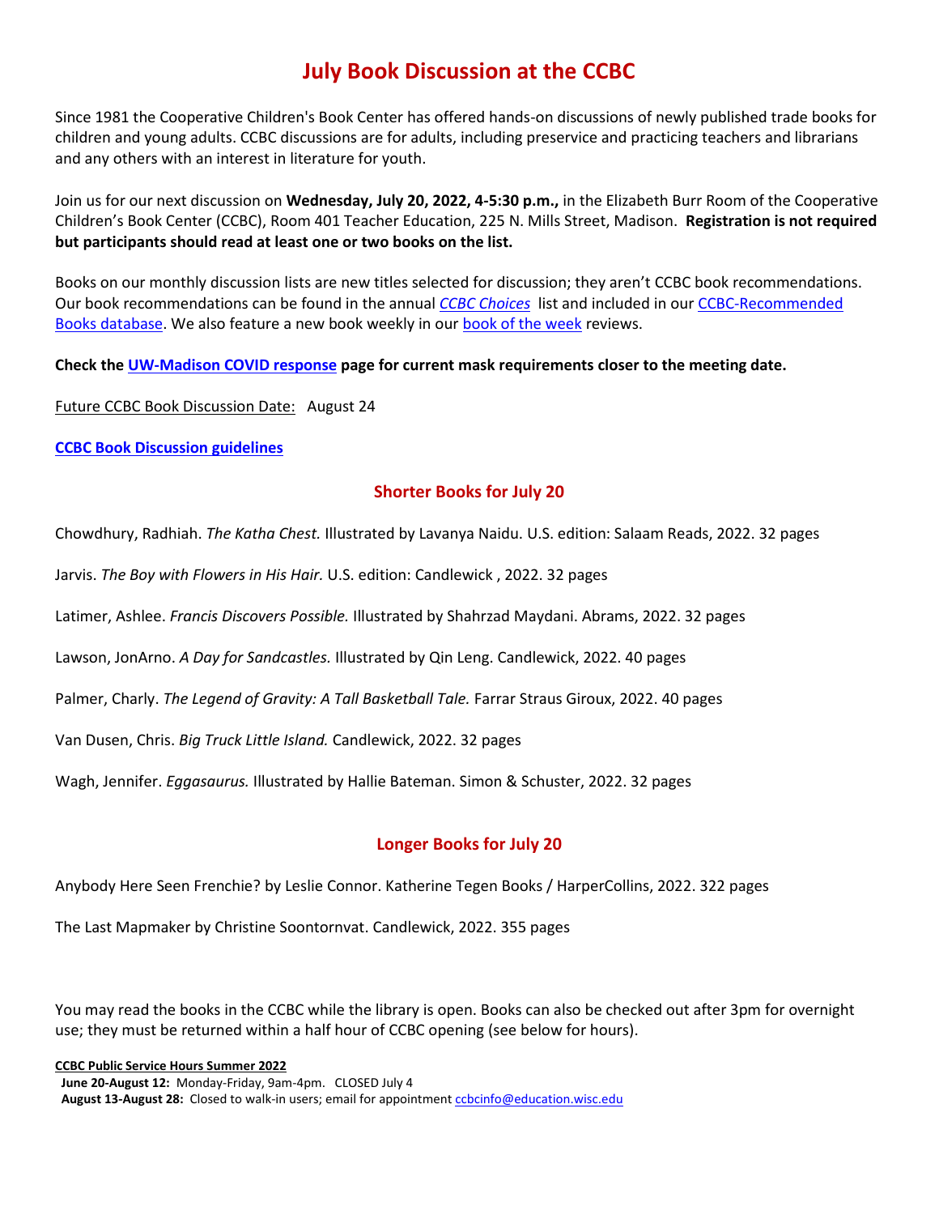# July Book Discussion at the CCBC

Since 1981 the Cooperative Children's Book Center has offered hands-on discussions of newly published trade books for children and young adults. CCBC discussions are for adults, including preservice and practicing teachers and librarians and any others with an interest in literature for youth.

Join us for our next discussion on **Wednesday, July 20, 2022, 4-5:30 p.m.,** in the Elizabeth Burr Room of the Cooperative Children's Book Center (CCBC), Room 401 Teacher Education, 225 N. Mills Street, Madison. **Registration is not required but participants should read at least one or two books on the list.**

Books on our monthly discussion lists are new titles selected for discussion; they aren't CCBC book recommendations. Our book recommendations can be found in the annual *CCBC Choices* list and included in our CCBC-Recommended Books database. We also feature a new book weekly in our book of the week reviews.

**Check the UW-Madison COVID response page for current mask requirements closer to the meeting date.**

Future CCBC Book Discussion Date: August 24

**CCBC Book Discussion guidelines**

## Shorter Books for July 20

Chowdhury, Radhiah. *The Katha Chest.* Illustrated by Lavanya Naidu. U.S. edition: Salaam Reads, 2022. 32 pages

Jarvis. *The Boy with Flowers in His Hair.* U.S. edition: Candlewick , 2022. 32 pages

Latimer, Ashlee. *Francis Discovers Possible.* Illustrated by Shahrzad Maydani. Abrams, 2022. 32 pages

Lawson, JonArno. *A Day for Sandcastles.* Illustrated by Qin Leng. Candlewick, 2022. 40 pages

Palmer, Charly. *The Legend of Gravity: A Tall Basketball Tale.* Farrar Straus Giroux, 2022. 40 pages

Van Dusen, Chris. *Big Truck Little Island.* Candlewick, 2022. 32 pages

Wagh, Jennifer. *Eggasaurus.* Illustrated by Hallie Bateman. Simon & Schuster, 2022. 32 pages

## Longer Books for July 20

Anybody Here Seen Frenchie? by Leslie Connor. Katherine Tegen Books / HarperCollins, 2022. 322 pages

The Last Mapmaker by Christine Soontornvat. Candlewick, 2022. 355 pages

You may read the books in the CCBC while the library is open. Books can also be checked out after 3pm for overnight use; they must be returned within a half hour of CCBC opening (see below for hours).

**CCBC Public Service Hours Summer 2022**

**June 20-August 12:** Monday-Friday, 9am-4pm. CLOSED July 4

**August 13-August 28:** Closed to walk-in users; email for appointment ccbcinfo@education.wisc.edu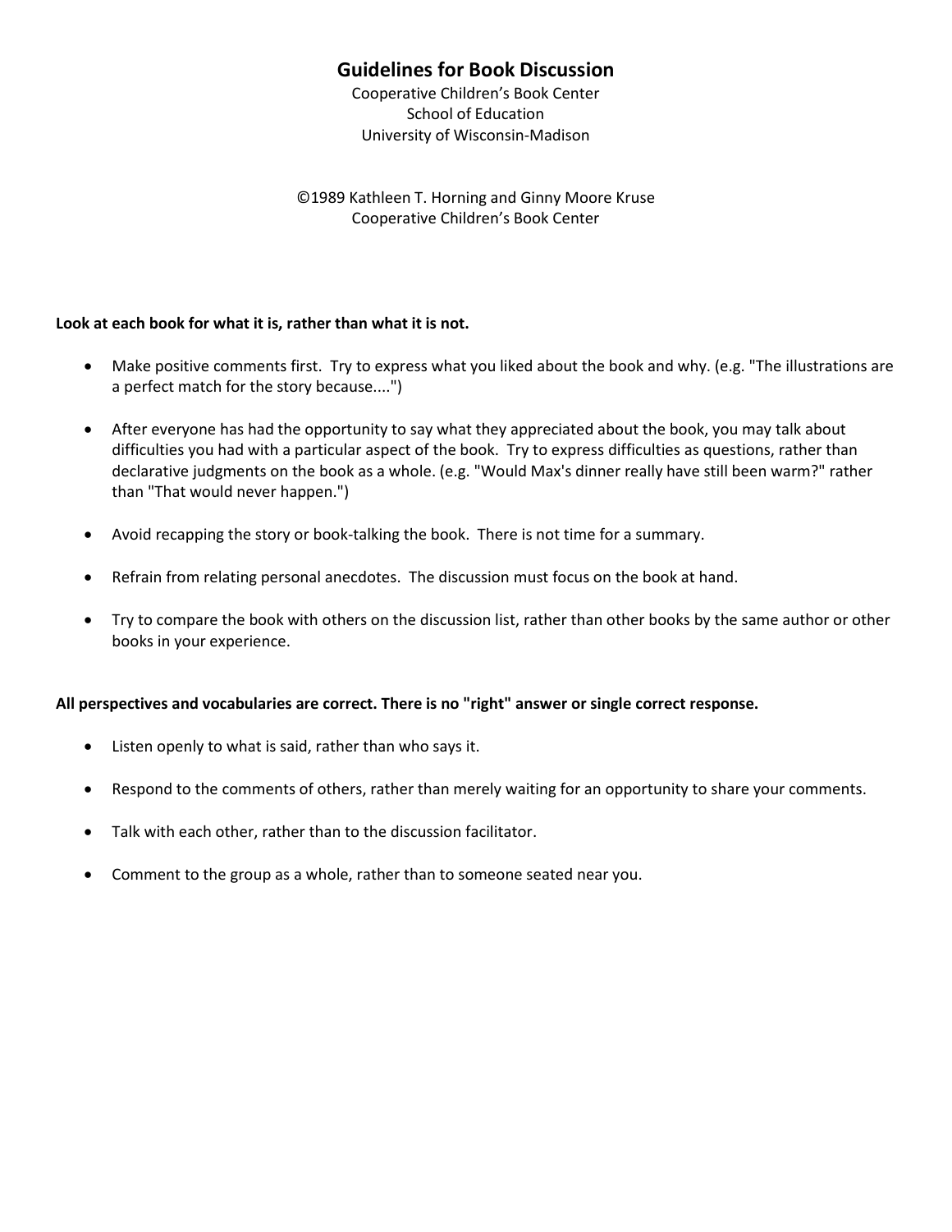# Guidelines for Book Discussion

Cooperative Children's Book Center
School of Education
University of Wisconsin-Madison

©1989 Kathleen T. Horning and Ginny Moore Kruse
Cooperative Children's Book Center

**Look at each book for what it is, rather than what it is not.**

- Make positive comments first. Try to express what you liked about the book and why. (e.g. "The illustrations are a perfect match for the story because....")
- After everyone has had the opportunity to say what they appreciated about the book, you may talk about difficulties you had with a particular aspect of the book. Try to express difficulties as questions, rather than declarative judgments on the book as a whole. (e.g. "Would Max's dinner really have still been warm?" rather than "That would never happen.")
- Avoid recapping the story or book-talking the book. There is not time for a summary.
- Refrain from relating personal anecdotes. The discussion must focus on the book at hand.
- Try to compare the book with others on the discussion list, rather than other books by the same author or other books in your experience.

**All perspectives and vocabularies are correct. There is no "right" answer or single correct response.**

- Listen openly to what is said, rather than who says it.
- Respond to the comments of others, rather than merely waiting for an opportunity to share your comments.
- Talk with each other, rather than to the discussion facilitator.
- Comment to the group as a whole, rather than to someone seated near you.